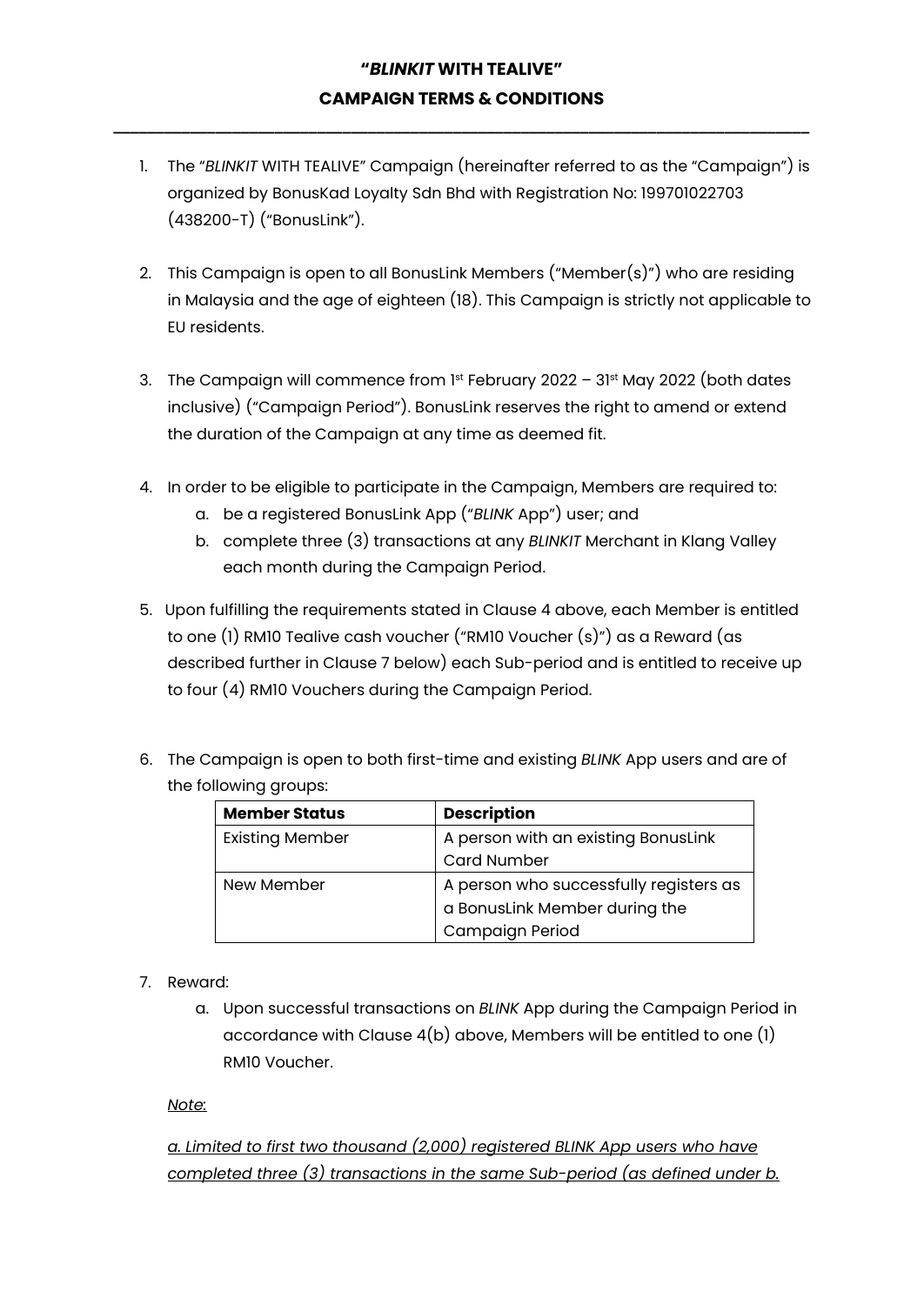# "*BLINKIT* WITH TEALIVE"
## CAMPAIGN TERMS & CONDITIONS

---

1. The "*BLINKIT* WITH TEALIVE" Campaign (hereinafter referred to as the "Campaign") is organized by BonusKad Loyalty Sdn Bhd with Registration No: 199701022703 (438200-T) ("BonusLink").

2. This Campaign is open to all BonusLink Members ("Member(s)") who are residing in Malaysia and the age of eighteen (18). This Campaign is strictly not applicable to EU residents.

3. The Campaign will commence from 1st February 2022 – 31st May 2022 (both dates inclusive) ("Campaign Period"). BonusLink reserves the right to amend or extend the duration of the Campaign at any time as deemed fit.

4. In order to be eligible to participate in the Campaign, Members are required to:
   a. be a registered BonusLink App ("*BLINK* App") user; and
   b. complete three (3) transactions at any *BLINKIT* Merchant in Klang Valley each month during the Campaign Period.

5. Upon fulfilling the requirements stated in Clause 4 above, each Member is entitled to one (1) RM10 Tealive cash voucher ("RM10 Voucher (s)") as a Reward (as described further in Clause 7 below) each Sub-period and is entitled to receive up to four (4) RM10 Vouchers during the Campaign Period.

6. The Campaign is open to both first-time and existing *BLINK* App users and are of the following groups:

| **Member Status** | **Description** |
| --- | --- |
| Existing Member | A person with an existing BonusLink Card Number |
| New Member | A person who successfully registers as a BonusLink Member during the Campaign Period |

7. Reward:
   a. Upon successful transactions on *BLINK* App during the Campaign Period in accordance with Clause 4(b) above, Members will be entitled to one (1) RM10 Voucher.

   *Note*:

   *a. Limited to first two thousand (2,000) registered BLINK App users who have completed three (3) transactions in the same Sub-period (as defined under b.*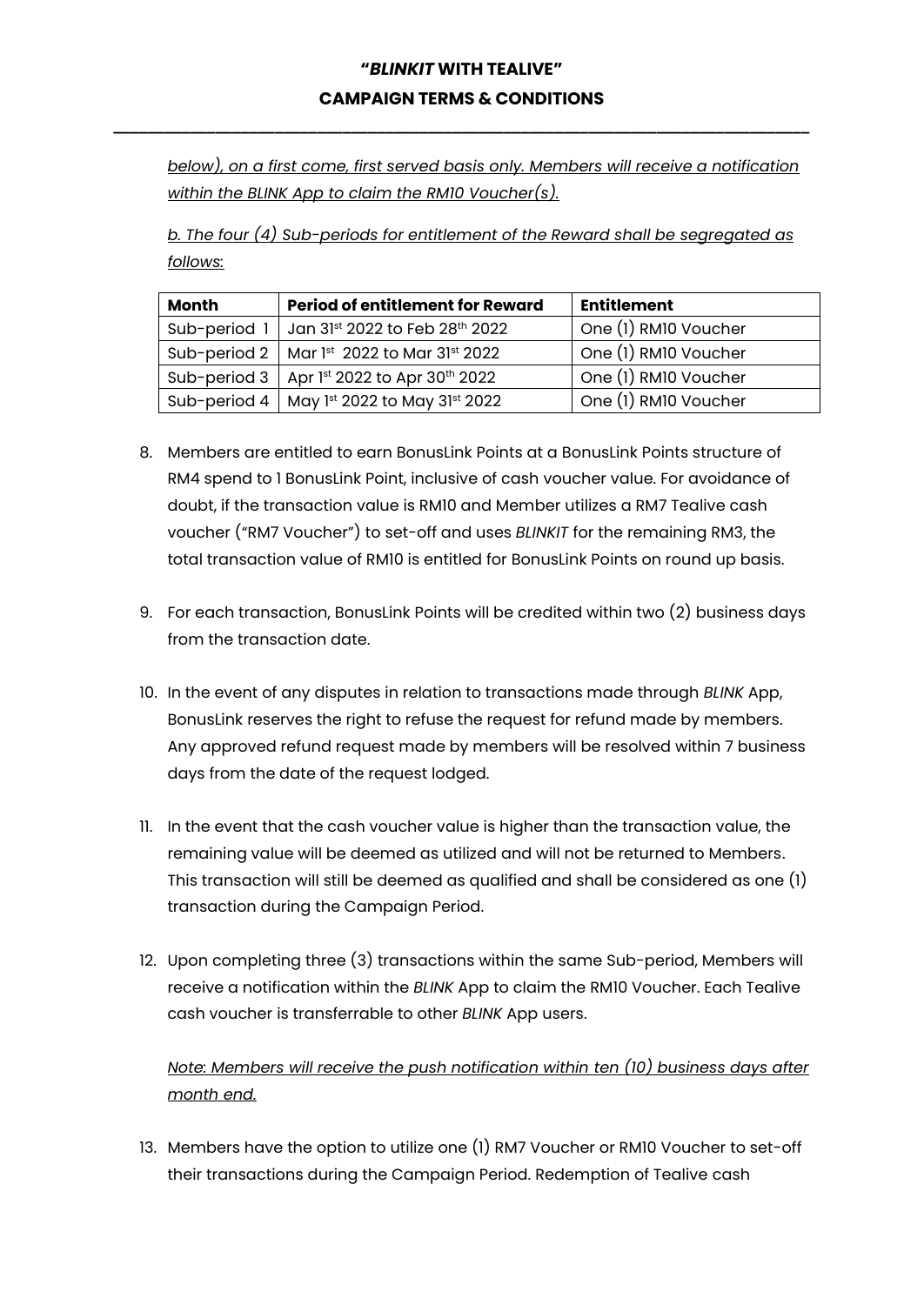*below), on a first come, first served basis only. Members will receive a notification within the BLINK App to claim the RM10 Voucher(s).*

*b. The four (4) Sub-periods for entitlement of the Reward shall be segregated as follows:*

| Month | Period of entitlement for Reward | Entitlement |
|---|---|---|
| Sub-period 1 | Jan 31st 2022 to Feb 28th 2022 | One (1) RM10 Voucher |
| Sub-period 2 | Mar 1st 2022 to Mar 31st 2022 | One (1) RM10 Voucher |
| Sub-period 3 | Apr 1st 2022 to Apr 30th 2022 | One (1) RM10 Voucher |
| Sub-period 4 | May 1st 2022 to May 31st 2022 | One (1) RM10 Voucher |

8. Members are entitled to earn BonusLink Points at a BonusLink Points structure of RM4 spend to 1 BonusLink Point, inclusive of cash voucher value. For avoidance of doubt, if the transaction value is RM10 and Member utilizes a RM7 Tealive cash voucher ("RM7 Voucher") to set-off and uses *BLINKIT* for the remaining RM3, the total transaction value of RM10 is entitled for BonusLink Points on round up basis.

9. For each transaction, BonusLink Points will be credited within two (2) business days from the transaction date.

10. In the event of any disputes in relation to transactions made through *BLINK* App, BonusLink reserves the right to refuse the request for refund made by members. Any approved refund request made by members will be resolved within 7 business days from the date of the request lodged.

11. In the event that the cash voucher value is higher than the transaction value, the remaining value will be deemed as utilized and will not be returned to Members. This transaction will still be deemed as qualified and shall be considered as one (1) transaction during the Campaign Period.

12. Upon completing three (3) transactions within the same Sub-period, Members will receive a notification within the *BLINK* App to claim the RM10 Voucher. Each Tealive cash voucher is transferrable to other *BLINK* App users.

    *Note: Members will receive the push notification within ten (10) business days after month end.*

13. Members have the option to utilize one (1) RM7 Voucher or RM10 Voucher to set-off their transactions during the Campaign Period. Redemption of Tealive cash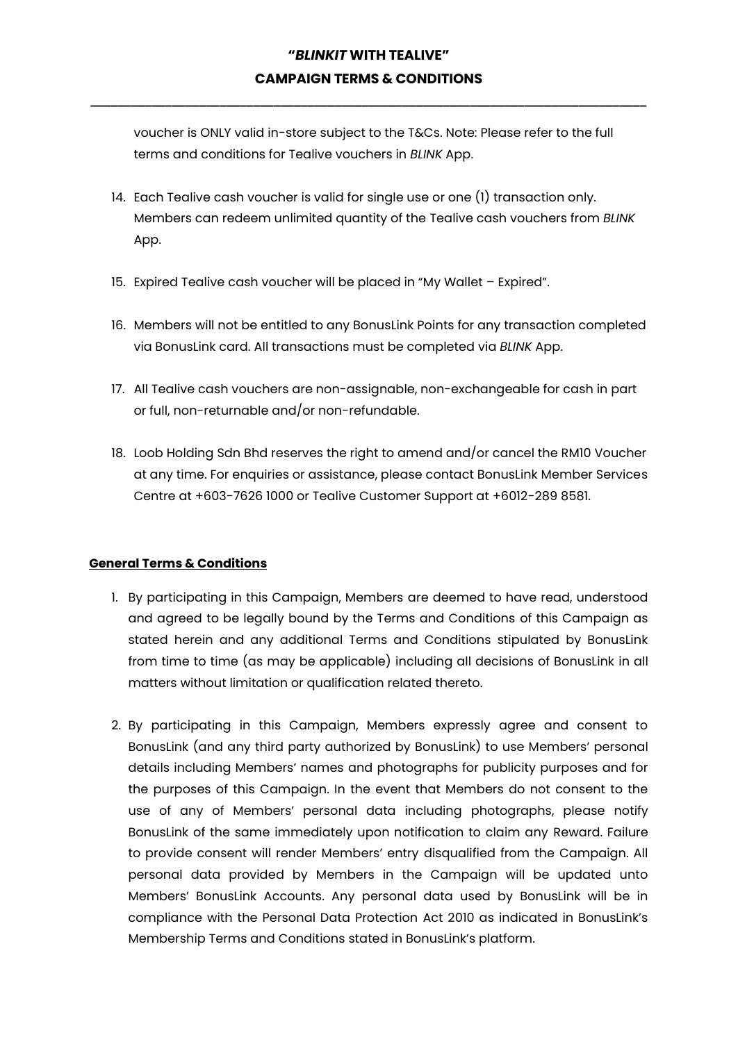voucher is ONLY valid in-store subject to the T&Cs. Note: Please refer to the full terms and conditions for Tealive vouchers in *BLINK* App.

14. Each Tealive cash voucher is valid for single use or one (1) transaction only. Members can redeem unlimited quantity of the Tealive cash vouchers from *BLINK* App.

15. Expired Tealive cash voucher will be placed in "My Wallet – Expired".

16. Members will not be entitled to any BonusLink Points for any transaction completed via BonusLink card. All transactions must be completed via *BLINK* App.

17. All Tealive cash vouchers are non-assignable, non-exchangeable for cash in part or full, non-returnable and/or non-refundable.

18. Loob Holding Sdn Bhd reserves the right to amend and/or cancel the RM10 Voucher at any time. For enquiries or assistance, please contact BonusLink Member Services Centre at +603-7626 1000 or Tealive Customer Support at +6012-289 8581.

**General Terms & Conditions**

1. By participating in this Campaign, Members are deemed to have read, understood and agreed to be legally bound by the Terms and Conditions of this Campaign as stated herein and any additional Terms and Conditions stipulated by BonusLink from time to time (as may be applicable) including all decisions of BonusLink in all matters without limitation or qualification related thereto.

2. By participating in this Campaign, Members expressly agree and consent to BonusLink (and any third party authorized by BonusLink) to use Members' personal details including Members' names and photographs for publicity purposes and for the purposes of this Campaign. In the event that Members do not consent to the use of any of Members' personal data including photographs, please notify BonusLink of the same immediately upon notification to claim any Reward. Failure to provide consent will render Members' entry disqualified from the Campaign. All personal data provided by Members in the Campaign will be updated unto Members' BonusLink Accounts. Any personal data used by BonusLink will be in compliance with the Personal Data Protection Act 2010 as indicated in BonusLink's Membership Terms and Conditions stated in BonusLink's platform.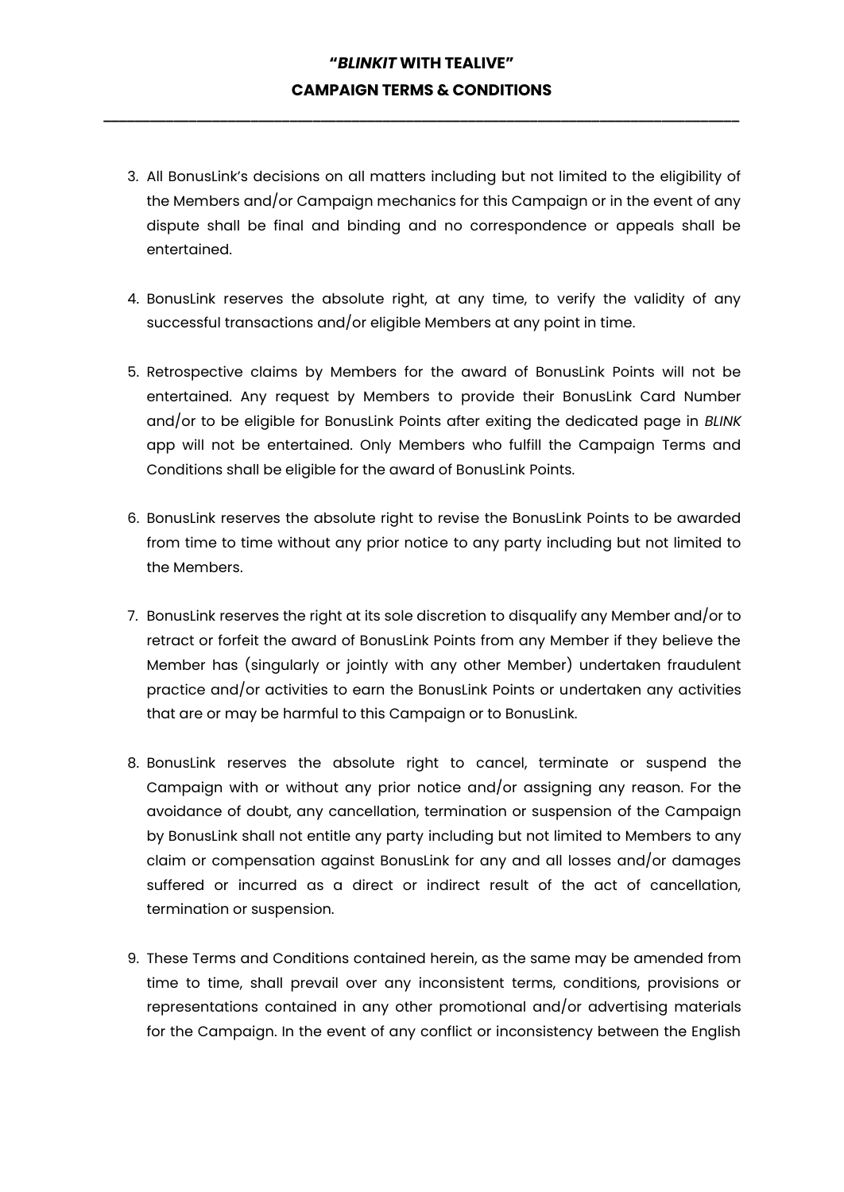3. All BonusLink's decisions on all matters including but not limited to the eligibility of the Members and/or Campaign mechanics for this Campaign or in the event of any dispute shall be final and binding and no correspondence or appeals shall be entertained.

4. BonusLink reserves the absolute right, at any time, to verify the validity of any successful transactions and/or eligible Members at any point in time.

5. Retrospective claims by Members for the award of BonusLink Points will not be entertained. Any request by Members to provide their BonusLink Card Number and/or to be eligible for BonusLink Points after exiting the dedicated page in *BLINK* app will not be entertained. Only Members who fulfill the Campaign Terms and Conditions shall be eligible for the award of BonusLink Points.

6. BonusLink reserves the absolute right to revise the BonusLink Points to be awarded from time to time without any prior notice to any party including but not limited to the Members.

7. BonusLink reserves the right at its sole discretion to disqualify any Member and/or to retract or forfeit the award of BonusLink Points from any Member if they believe the Member has (singularly or jointly with any other Member) undertaken fraudulent practice and/or activities to earn the BonusLink Points or undertaken any activities that are or may be harmful to this Campaign or to BonusLink.

8. BonusLink reserves the absolute right to cancel, terminate or suspend the Campaign with or without any prior notice and/or assigning any reason. For the avoidance of doubt, any cancellation, termination or suspension of the Campaign by BonusLink shall not entitle any party including but not limited to Members to any claim or compensation against BonusLink for any and all losses and/or damages suffered or incurred as a direct or indirect result of the act of cancellation, termination or suspension.

9. These Terms and Conditions contained herein, as the same may be amended from time to time, shall prevail over any inconsistent terms, conditions, provisions or representations contained in any other promotional and/or advertising materials for the Campaign. In the event of any conflict or inconsistency between the English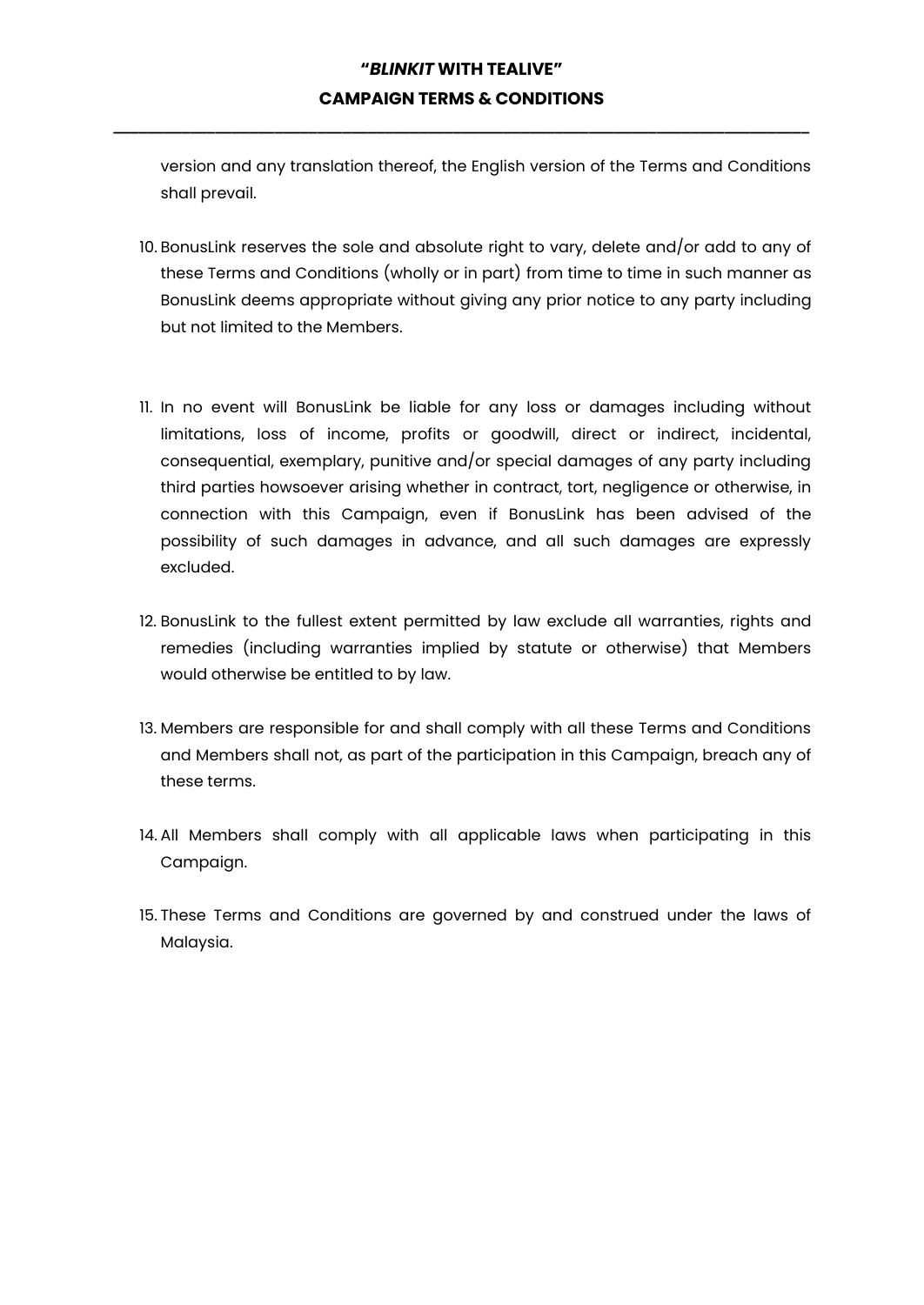version and any translation thereof, the English version of the Terms and Conditions shall prevail.

10. BonusLink reserves the sole and absolute right to vary, delete and/or add to any of these Terms and Conditions (wholly or in part) from time to time in such manner as BonusLink deems appropriate without giving any prior notice to any party including but not limited to the Members.

11. In no event will BonusLink be liable for any loss or damages including without limitations, loss of income, profits or goodwill, direct or indirect, incidental, consequential, exemplary, punitive and/or special damages of any party including third parties howsoever arising whether in contract, tort, negligence or otherwise, in connection with this Campaign, even if BonusLink has been advised of the possibility of such damages in advance, and all such damages are expressly excluded.

12. BonusLink to the fullest extent permitted by law exclude all warranties, rights and remedies (including warranties implied by statute or otherwise) that Members would otherwise be entitled to by law.

13. Members are responsible for and shall comply with all these Terms and Conditions and Members shall not, as part of the participation in this Campaign, breach any of these terms.

14. All Members shall comply with all applicable laws when participating in this Campaign.

15. These Terms and Conditions are governed by and construed under the laws of Malaysia.